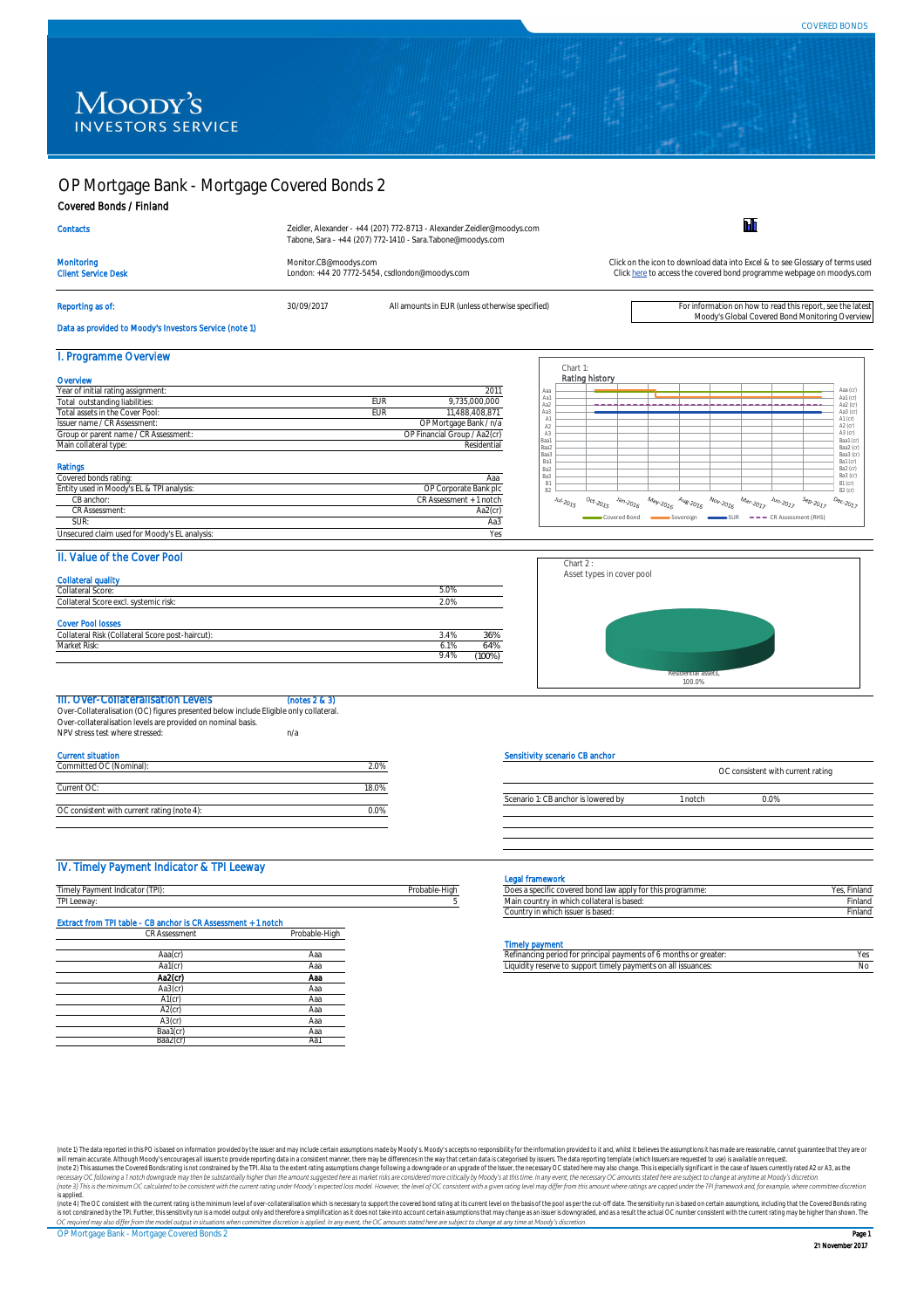# OP Mortgage Bank - Mortgage Covered Bonds 2

**Covered Bonds / Finland**

| | |
|---|---|
| Contacts | Zeidler, Alexander - +44 (207) 772-8713 - Alexander.Zeidler@moodys.com<br>Tabone, Sara - +44 (207) 772-1410 - Sara.Tabone@moodys.com |
| Monitoring | Monitor.CB@moodys.com |
| Client Service Desk | London: +44 20 7772-5454, csdlondon@moodys.com |

Click on the icon to download data into Excel & to see Glossary of terms used
Click here to access the covered bond programme webpage on moodys.com

Reporting as of: 30/09/2017 — All amounts in EUR (unless otherwise specified)

For information on how to read this report, see the latest Moody's Global Covered Bond Monitoring Overview

Data as provided to Moody's Investors Service (note 1)

## I. Programme Overview

### Overview

| | | |
|---|---|---|
| Year of initial rating assignment: | | 2011 |
| Total outstanding liabilities: | EUR | 9,735,000,000 |
| Total assets in the Cover Pool: | EUR | 11,488,408,871 |
| Issuer name / CR Assessment: | | OP Mortgage Bank / n/a |
| Group or parent name / CR Assessment: | | OP Financial Group / Aa2(cr) |
| Main collateral type: | | Residential |

### Ratings

| | |
|---|---|
| Covered bonds rating: | Aaa |
| Entity used in Moody's EL & TPI analysis: | OP Corporate Bank plc |
| CB anchor: | CR Assessment + 1 notch |
| CR Assessment: | Aa2(cr) |
| SUR: | Aa3 |
| Unsecured claim used for Moody's EL analysis: | Yes |

Chart 1:
Rating history

## II. Value of the Cover Pool

### Collateral quality

| | |
|---|---|
| Collateral Score: | 5.0% |
| Collateral Score excl. systemic risk: | 2.0% |

### Cover Pool losses

| | | |
|---|---|---|
| Collateral Risk (Collateral Score post-haircut): | 3.4% | 36% |
| Market Risk: | 6.1% | 64% |
| | 9.4% | (100%) |

Chart 2 :
Asset types in cover pool

Residential assets, 100.0%

## III. Over-Collateralisation Levels (notes 2 & 3)

Over-Collateralisation (OC) figures presented below include Eligible only collateral.
Over-collateralisation levels are provided on nominal basis.
NPV stress test where stressed: n/a

### Current situation

| | |
|---|---|
| Committed OC (Nominal): | 2.0% |
| Current OC: | 18.0% |
| OC consistent with current rating (note 4): | 0.0% |

### Sensitivity scenario CB anchor

| | | OC consistent with current rating |
|---|---|---|
| Scenario 1: CB anchor is lowered by | 1 notch | 0.0% |

## IV. Timely Payment Indicator & TPI Leeway

| | |
|---|---|
| Timely Payment Indicator (TPI): | Probable-High |
| TPI Leeway: | 5 |

### Extract from TPI table - CB anchor is CR Assessment + 1 notch

| CR Assessment | Probable-High |
|---|---|
| Aaa(cr) | Aaa |
| Aa1(cr) | Aaa |
| **Aa2(cr)** | **Aaa** |
| Aa3(cr) | Aaa |
| A1(cr) | Aaa |
| A2(cr) | Aaa |
| A3(cr) | Aaa |
| Baa1(cr) | Aaa |
| Baa2(cr) | Aa1 |

### Legal framework

| | |
|---|---|
| Does a specific covered bond law apply for this programme: | Yes, Finland |
| Main country in which collateral is based: | Finland |
| Country in which issuer is based: | Finland |

### Timely payment

| | |
|---|---|
| Refinancing period for principal payments of 6 months or greater: | Yes |
| Liquidity reserve to support timely payments on all issuances: | No |

(note 1) The data reported in this PO is based on information provided by the issuer and may include certain assumptions made by Moody's. Moody's accepts no responsibility for the information provided to it and, whilst it believes the assumptions it has made are reasonable, cannot guarantee that they are or will remain accurate. Although Moody's encourages all issuers to provide reporting data in a consistent manner, there may be differences in the way that certain data is categorised by issuers. The data reporting template (which Issuers are requested to use) is available on request.
(note 2) This assumes the Covered Bonds rating is not constrained by the TPI. Also to the extent rating assumptions change following a downgrade or an upgrade of the Issuer, the necessary OC stated here may also change. This is especially significant in the case of Issuers currently rated A2 or A3, as the necessary OC following a 1 notch downgrade may then be substantially higher than the amount suggested here as market risks are considered more critically by Moody's at this time. In any event, the necessary OC amounts stated here are subject to change at anytime at Moody's discretion.
(note 3) This is the minimum OC calculated to be consistent with the current rating under Moody's expected loss model. However, the level of OC consistent with a given rating level may differ from this amount where ratings are capped under the TPI framework and, for example, where committee discretion is applied.
(note 4) The OC consistent with the current rating is the minimum level of over-collateralisation which is necessary to support the covered bond rating at its current level on the basis of the pool as per the cut-off date. The sensitivity run is based on certain assumptions, including that the Covered Bonds rating is not constrained by the TPI. Further, this sensitivity run is a model output only and therefore a simplification as it does not take into account certain assumptions that may change as an issuer is downgraded, and as a result the actual OC number consistent with the current rating may be higher than shown. The OC required may also differ from the model output in situations when committee discretion is applied. In any event, the OC amounts stated here are subject to change at any time at Moody's discretion.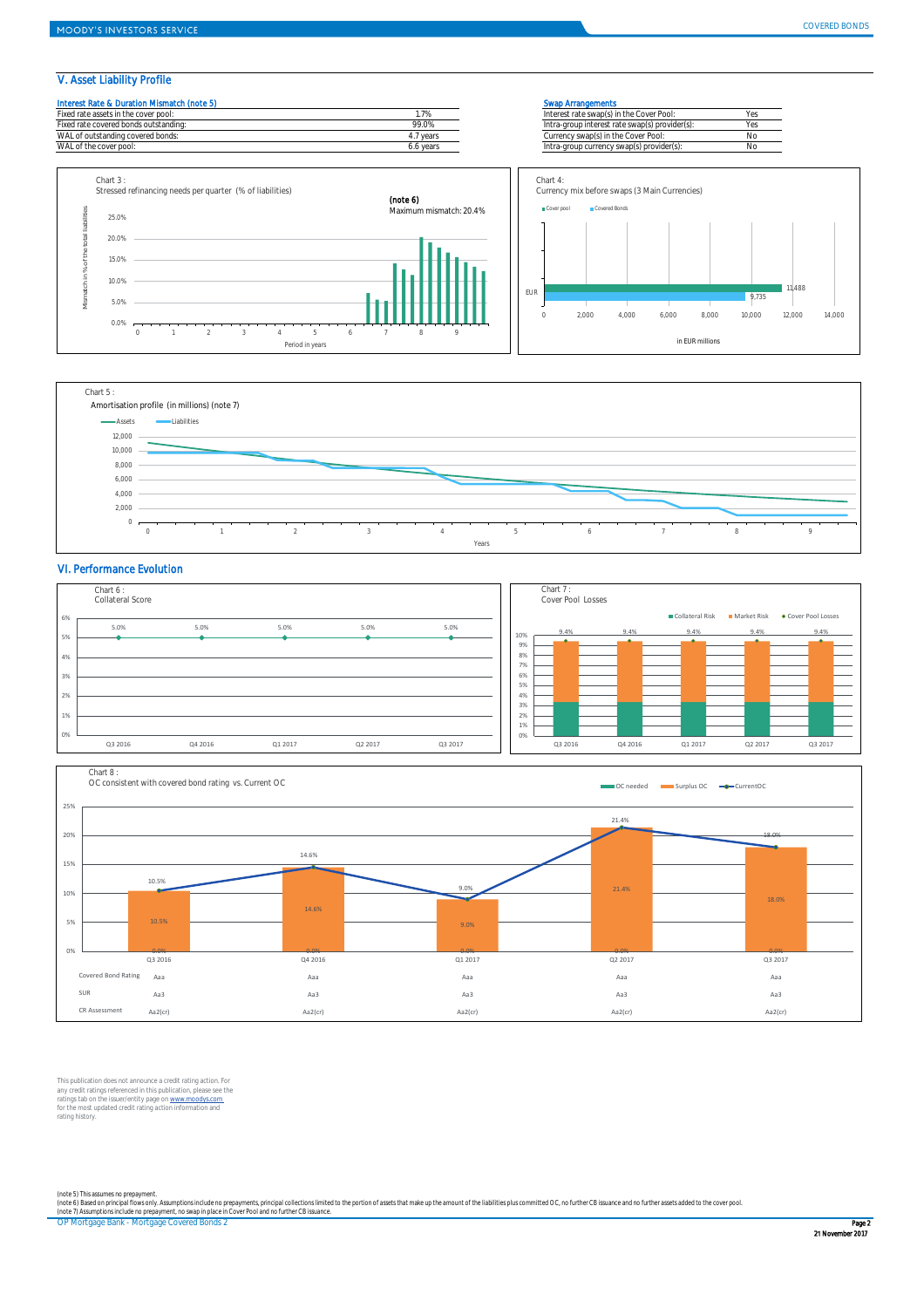## V. Asset Liability Profile

**Interest Rate & Duration Mismatch (note 5)**

| | |
|---|---|
| Fixed rate assets in the cover pool: | 1.7% |
| Fixed rate covered bonds outstanding: | 99.0% |
| WAL of outstanding covered bonds: | 4.7 years |
| WAL of the cover pool: | 6.6 years |

**Swap Arrangements**

| | |
|---|---|
| Interest rate swap(s) in the Cover Pool: | Yes |
| Intra-group interest rate swap(s) provider(s): | Yes |
| Currency swap(s) in the Cover Pool: | No |
| Intra-group currency swap(s) provider(s): | No |

Chart 3 :
Stressed refinancing needs per quarter (% of liabilities)

(note 6)
Maximum mismatch: 20.4%

Chart 4:
Currency mix before swaps (3 Main Currencies)

| Currency | Cover pool | Covered Bonds |
|---|---|---|
| EUR | 11,488 | 9,735 |

in EUR millions

Chart 5 :
Amortisation profile (in millions) (note 7)

## VI. Performance Evolution

Chart 6 :
Collateral Score

| Q3 2016 | Q4 2016 | Q1 2017 | Q2 2017 | Q3 2017 |
|---|---|---|---|---|
| 5.0% | 5.0% | 5.0% | 5.0% | 5.0% |

Chart 7 :
Cover Pool Losses

| | Q3 2016 | Q4 2016 | Q1 2017 | Q2 2017 | Q3 2017 |
|---|---|---|---|---|---|
| Cover Pool Losses | 9.4% | 9.4% | 9.4% | 9.4% | 9.4% |

Chart 8 :
OC consistent with covered bond rating vs. Current OC

| | Q3 2016 | Q4 2016 | Q1 2017 | Q2 2017 | Q3 2017 |
|---|---|---|---|---|---|
| OC needed | 0.0% | 0.0% | 0.0% | 0.0% | 0.0% |
| Surplus OC | 10.5% | 14.6% | 9.0% | 21.4% | 18.0% |
| Current OC | 10.5% | 14.6% | 9.0% | 21.4% | 18.0% |
| Covered Bond Rating | Aaa | Aaa | Aaa | Aaa | Aaa |
| SUR | Aa3 | Aa3 | Aa3 | Aa3 | Aa3 |
| CR Assessment | Aa2(cr) | Aa2(cr) | Aa2(cr) | Aa2(cr) | Aa2(cr) |

This publication does not announce a credit rating action. For any credit ratings referenced in this publication, please see the ratings tab on the issuer/entity page on www.moodys.com for the most updated credit rating action information and rating history.

(note 5) This assumes no prepayment.
(note 6) Based on principal flows only. Assumptions include no prepayments, principal collections limited to the portion of assets that make up the amount of the liabilities plus committed OC, no further CB issuance and no further assets added to the cover pool.
(note 7) Assumptions include no prepayment, no swap in place in Cover Pool and no further CB issuance.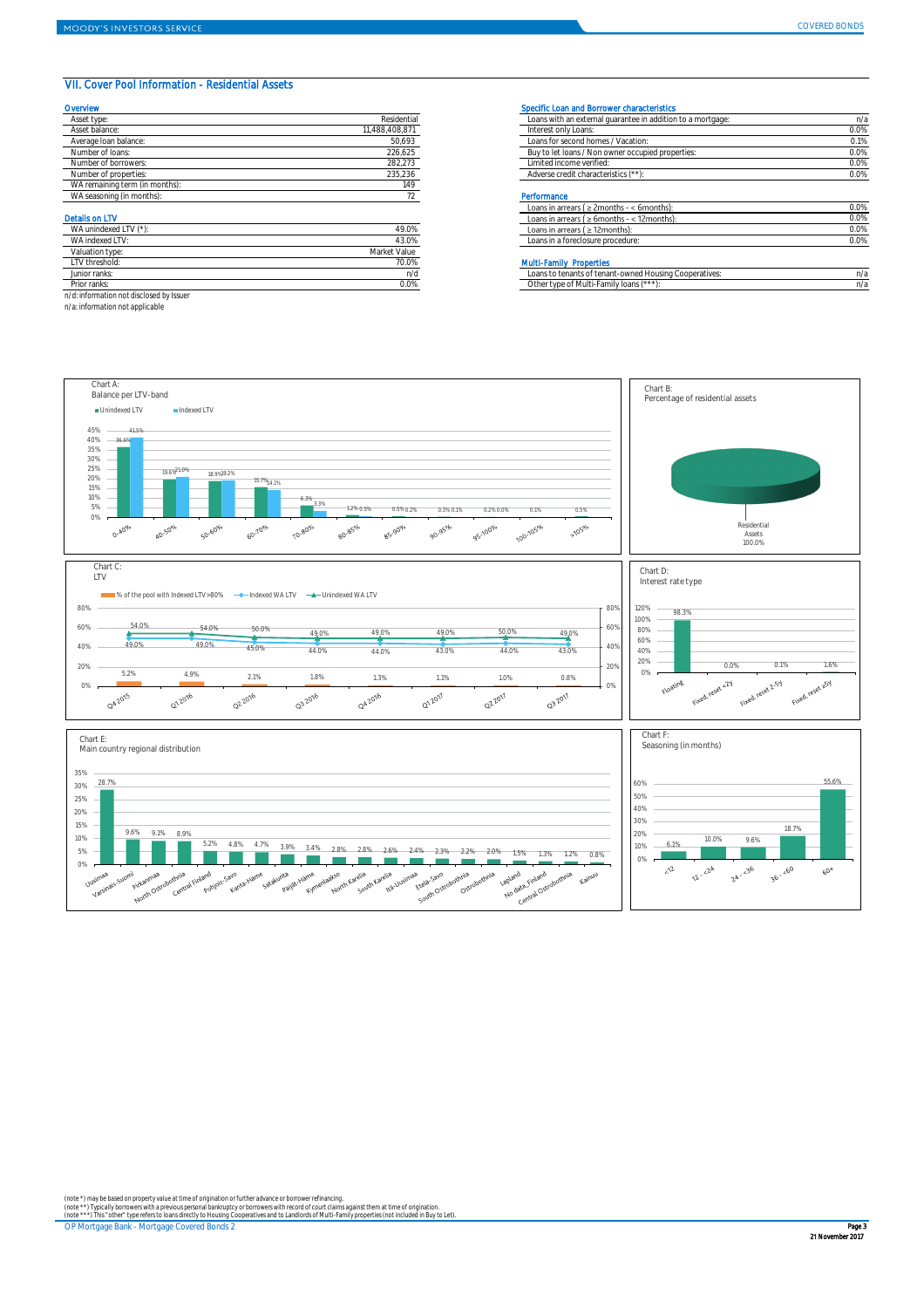## VII. Cover Pool Information - Residential Assets

### Overview

| | |
|---|---|
| Asset type: | Residential |
| Asset balance: | 11,488,408,871 |
| Average loan balance: | 50,693 |
| Number of loans: | 226,625 |
| Number of borrowers: | 282,273 |
| Number of properties: | 235,236 |
| WA remaining term (in months): | 149 |
| WA seasoning (in months): | 72 |

### Details on LTV

| | |
|---|---|
| WA unindexed LTV (*): | 49.0% |
| WA indexed LTV: | 43.0% |
| Valuation type: | Market Value |
| LTV threshold: | 70.0% |
| Junior ranks: | n/d |
| Prior ranks: | 0.0% |

n/d: information not disclosed by Issuer
n/a: information not applicable

### Specific Loan and Borrower characteristics

| | |
|---|---|
| Loans with an external guarantee in addition to a mortgage: | n/a |
| Interest only Loans: | 0.0% |
| Loans for second homes / Vacation: | 0.1% |
| Buy to let loans / Non owner occupied properties: | 0.0% |
| Limited income verified: | 0.0% |
| Adverse credit characteristics (**): | 0.0% |

### Performance

| | |
|---|---|
| Loans in arrears ( ≥ 2months - < 6months): | 0.0% |
| Loans in arrears ( ≥ 6months - < 12months): | 0.0% |
| Loans in arrears ( ≥ 12months): | 0.0% |
| Loans in a foreclosure procedure: | 0.0% |

### Multi-Family Properties

| | |
|---|---|
| Loans to tenants of tenant-owned Housing Cooperatives: | n/a |
| Other type of Multi-Family loans (***): | n/a |

Chart A:
Balance per LTV-band

| LTV band | Unindexed LTV | Indexed LTV |
|---|---|---|
| 0-40% | 36.6% | 41.5% |
| 40-50% | 19.6% | 21.0% |
| 50-60% | 18.9% | 19.2% |
| 60-70% | 15.7% | 14.1% |
| 70-80% | 6.3% | 3.3% |
| 80-85% | 1.2% | 0.5% |
| 85-90% | 0.5% | 0.2% |
| 90-95% | 0.3% | 0.1% |
| 95-100% | 0.2% | 0.0% |
| 100-105% | 0.1% | |
| >105% | 0.5% | |

Chart B:
Percentage of residential assets

Residential Assets 100.0%

Chart C:
LTV

| | Q4 2015 | Q1 2016 | Q2 2016 | Q3 2016 | Q4 2016 | Q1 2017 | Q2 2017 | Q3 2017 |
|---|---|---|---|---|---|---|---|---|
| % of the pool with Indexed LTV >80% | 5.2% | 4.9% | 2.1% | 1.8% | 1.3% | 1.1% | 1.0% | 0.8% |
| Indexed WA LTV | 49.0% | 49.0% | 45.0% | 44.0% | 44.0% | 43.0% | 44.0% | 43.0% |
| Unindexed WA LTV | 54.0% | 54.0% | 50.0% | 49.0% | 49.0% | 49.0% | 50.0% | 49.0% |

Chart D:
Interest rate type

| Floating | Fixed, reset <2y | Fixed, reset 2-5y | Fixed, reset ≥5y |
|---|---|---|---|
| 98.3% | 0.0% | 0.1% | 1.6% |

Chart E:
Main country regional distribution

| Region | % |
|---|---|
| Uusimaa | 28.7% |
| Varsinais-Suomi | 9.6% |
| Pirkanmaa | 9.1% |
| North Ostrobothnia | 8.9% |
| Central Finland | 5.2% |
| Pohjois-Savo | 4.8% |
| Kanta-Häme | 4.7% |
| Satakunta | 3.9% |
| Päijät-Häme | 3.4% |
| Kymenlaakso | 2.8% |
| North Karelia | 2.8% |
| South Karelia | 2.6% |
| Itä-Uusimaa | 2.4% |
| Etelä-Savo | 2.3% |
| South Ostrobothnia | 2.2% |
| Ostrobothnia | 2.0% |
| Lapland | 1.5% |
| No data_Finland | 1.3% |
| Central Ostrobothnia | 1.2% |
| Kainuu | 0.8% |

Chart F:
Seasoning (in months)

| <12 | 12 - <24 | 24 - <36 | 36 - <60 | 60+ |
|---|---|---|---|---|
| 6.1% | 10.0% | 9.6% | 18.7% | 55.6% |

(note *) may be based on property value at time of origination or further advance or borrower refinancing.
(note **) Typically borrowers with a previous personal bankruptcy or borrowers with record of court claims against them at time of origination.
(note ***) This "other" type refers to loans directly to Housing Cooperatives and to Landlords of Multi-Family properties (not included in Buy to Let).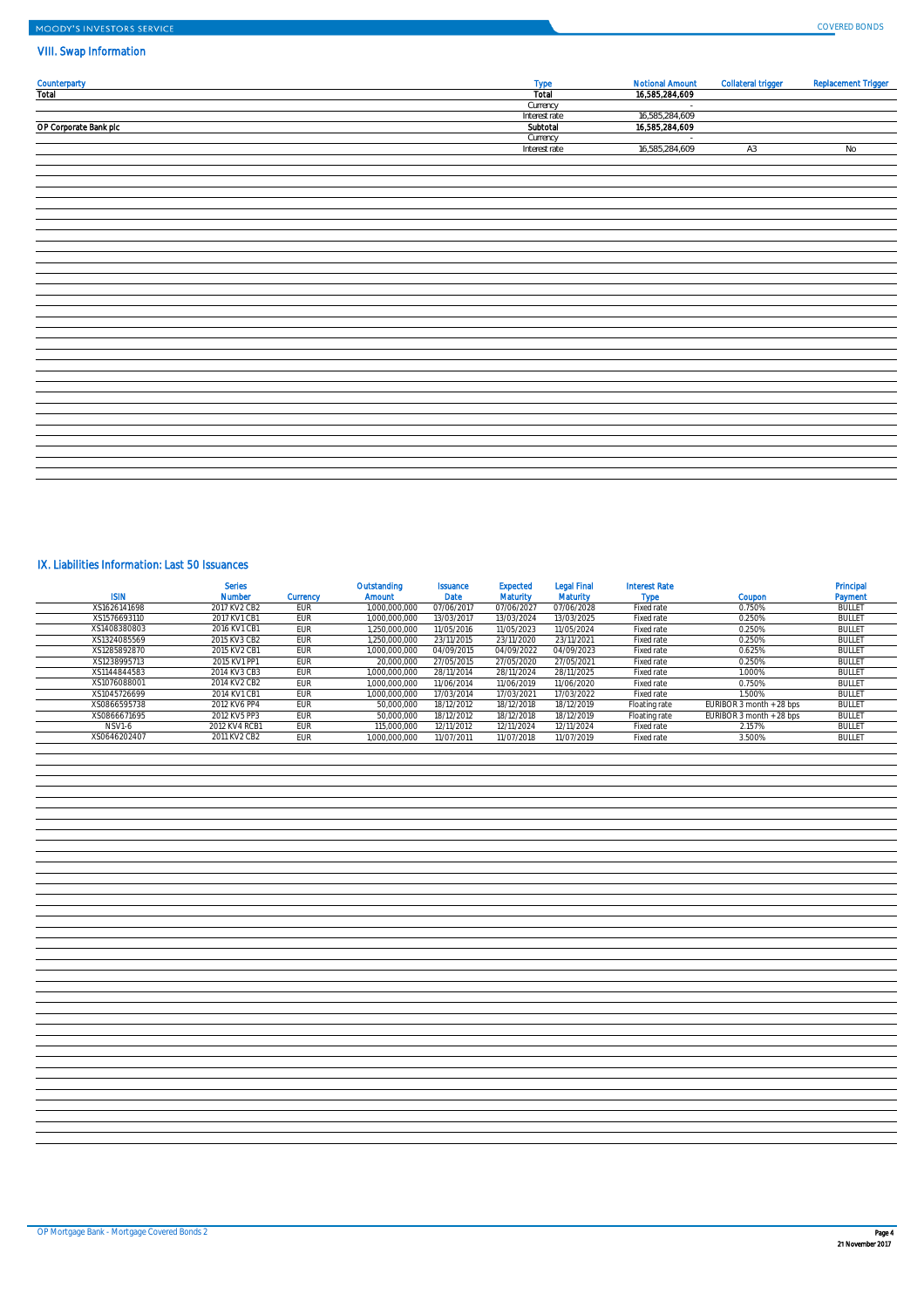## VIII. Swap Information

| Counterparty | Type | Notional Amount | Collateral trigger | Replacement Trigger |
|---|---|---|---|---|
| **Total** | **Total** | **16,585,284,609** | | |
| | Currency | - | | |
| | Interest rate | 16,585,284,609 | | |
| **OP Corporate Bank plc** | **Subtotal** | **16,585,284,609** | | |
| | Currency | - | | |
| | Interest rate | 16,585,284,609 | A3 | No |

## IX. Liabilities Information: Last 50 Issuances

| ISIN | Series Number | Currency | Outstanding Amount | Issuance Date | Expected Maturity | Legal Final Maturity | Interest Rate Type | Coupon | Principal Payment |
|---|---|---|---|---|---|---|---|---|---|
| XS1626141698 | 2017 KV2 CB2 | EUR | 1,000,000,000 | 07/06/2017 | 07/06/2027 | 07/06/2028 | Fixed rate | 0.750% | BULLET |
| XS1576693110 | 2017 KV1 CB1 | EUR | 1,000,000,000 | 13/03/2017 | 13/03/2024 | 13/03/2025 | Fixed rate | 0.250% | BULLET |
| XS1408380803 | 2016 KV1 CB1 | EUR | 1,250,000,000 | 11/05/2016 | 11/05/2023 | 11/05/2024 | Fixed rate | 0.250% | BULLET |
| XS1324085569 | 2015 KV3 CB2 | EUR | 1,250,000,000 | 23/11/2015 | 23/11/2020 | 23/11/2021 | Fixed rate | 0.250% | BULLET |
| XS1285892870 | 2015 KV2 CB1 | EUR | 1,000,000,000 | 04/09/2015 | 04/09/2022 | 04/09/2023 | Fixed rate | 0.625% | BULLET |
| XS1238995713 | 2015 KV1 PP1 | EUR | 20,000,000 | 27/05/2015 | 27/05/2020 | 27/05/2021 | Fixed rate | 0.250% | BULLET |
| XS1144844583 | 2014 KV3 CB3 | EUR | 1,000,000,000 | 28/11/2014 | 28/11/2024 | 28/11/2025 | Fixed rate | 1.000% | BULLET |
| XS1076088001 | 2014 KV2 CB2 | EUR | 1,000,000,000 | 11/06/2014 | 11/06/2019 | 11/06/2020 | Fixed rate | 0.750% | BULLET |
| XS1045726699 | 2014 KV1 CB1 | EUR | 1,000,000,000 | 17/03/2014 | 17/03/2021 | 17/03/2022 | Fixed rate | 1.500% | BULLET |
| XS0866595738 | 2012 KV6 PP4 | EUR | 50,000,000 | 18/12/2012 | 18/12/2018 | 18/12/2019 | Floating rate | EURIBOR 3 month + 28 bps | BULLET |
| XS0866671695 | 2012 KV5 PP3 | EUR | 50,000,000 | 18/12/2012 | 18/12/2018 | 18/12/2019 | Floating rate | EURIBOR 3 month + 28 bps | BULLET |
| NSV1-6 | 2012 KV4 RCB1 | EUR | 115,000,000 | 12/11/2012 | 12/11/2024 | 12/11/2024 | Fixed rate | 2.157% | BULLET |
| XS0646202407 | 2011 KV2 CB2 | EUR | 1,000,000,000 | 11/07/2011 | 11/07/2018 | 11/07/2019 | Fixed rate | 3.500% | BULLET |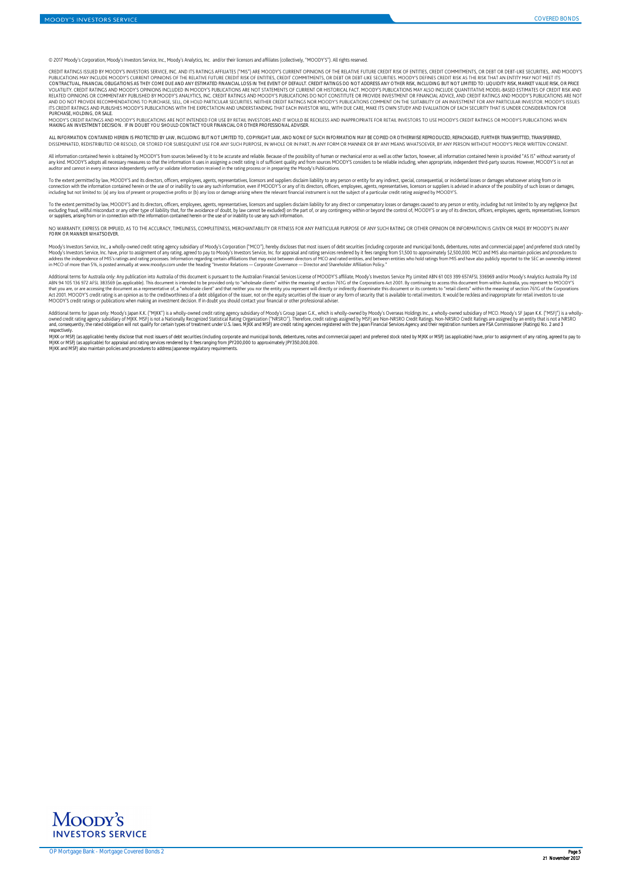© 2017 Moody's Corporation, Moody's Investors Service, Inc., Moody's Analytics, Inc. and/or their licensors and affiliates (collectively, "MOODY'S"). All rights reserved.

CREDIT RATINGS ISSUED BY MOODY'S INVESTORS SERVICE, INC. AND ITS RATINGS AFFILIATES ("MIS") ARE MOODY'S CURRENT OPINIONS OF THE RELATIVE FUTURE CREDIT RISK OF ENTITIES, CREDIT COMMITMENTS, OR DEBT OR DEBT-LIKE SECURITIES, AND MOODY'S PUBLICATIONS MAY INCLUDE MOODY'S CURRENT OPINIONS OF THE RELATIVE FUTURE CREDIT RISK OF ENTITIES, CREDIT COMMITMENTS, OR DEBT OR DEBT-LIKE SECURITIES. MOODY'S DEFINES CREDIT RISK AS THE RISK THAT AN ENTITY MAY NOT MEET ITS CONTRACTUAL, FINANCIAL OBLIGATIONS AS THEY COME DUE AND ANY ESTIMATED FINANCIAL LOSS IN THE EVENT OF DEFAULT. CREDIT RATINGS DO NOT ADDRESS ANY OTHER RISK, INCLUDING BUT NOT LIMITED TO: LIQUIDITY RISK, MARKET VALUE RISK, OR PRICE VOLATILITY. CREDIT RATINGS AND MOODY'S OPINIONS INCLUDED IN MOODY'S PUBLICATIONS ARE NOT STATEMENTS OF CURRENT OR HISTORICAL FACT. MOODY'S PUBLICATIONS MAY ALSO INCLUDE QUANTITATIVE MODEL-BASED ESTIMATES OF CREDIT RISK AND RELATED OPINIONS OR COMMENTARY PUBLISHED BY MOODY'S ANALYTICS, INC. CREDIT RATINGS AND MOODY'S PUBLICATIONS DO NOT CONSTITUTE OR PROVIDE INVESTMENT OR FINANCIAL ADVICE, AND CREDIT RATINGS AND MOODY'S PUBLICATIONS ARE NOT AND DO NOT PROVIDE RECOMMENDATIONS TO PURCHASE, SELL, OR HOLD PARTICULAR SECURITIES. NEITHER CREDIT RATINGS NOR MOODY'S PUBLICATIONS COMMENT ON THE SUITABILITY OF AN INVESTMENT FOR ANY PARTICULAR INVESTOR. MOODY'S ISSUES ITS CREDIT RATINGS AND PUBLISHES MOODY'S PUBLICATIONS WITH THE EXPECTATION AND UNDERSTANDING THAT EACH INVESTOR WILL, WITH DUE CARE, MAKE ITS OWN STUDY AND EVALUATION OF EACH SECURITY THAT IS UNDER CONSIDERATION FOR PURCHASE, HOLDING, OR SALE.

MOODY'S CREDIT RATINGS AND MOODY'S PUBLICATIONS ARE NOT INTENDED FOR USE BY RETAIL INVESTORS AND IT WOULD BE RECKLESS AND INAPPROPRIATE FOR RETAIL INVESTORS TO USE MOODY'S CREDIT RATINGS OR MOODY'S PUBLICATIONS WHEN MAKING AN INVESTMENT DECISION. IF IN DOUBT YOU SHOULD CONTACT YOUR FINANCIAL OR OTHER PROFESSIONAL ADVISER.

ALL INFORMATION CONTAINED HEREIN IS PROTECTED BY LAW, INCLUDING BUT NOT LIMITED TO, COPYRIGHT LAW, AND NONE OF SUCH INFORMATION MAY BE COPIED OR OTHERWISE REPRODUCED, REPACKAGED, FURTHER TRANSMITTED, TRANSFERRED, DISSEMINATED, REDISTRIBUTED OR RESOLD, OR STORED FOR SUBSEQUENT USE FOR ANY SUCH PURPOSE, IN WHOLE OR IN PART, IN ANY FORM OR MANNER OR BY ANY MEANS WHATSOEVER, BY ANY PERSON WITHOUT MOODY'S PRIOR WRITTEN CONSENT.

All information contained herein is obtained by MOODY'S from sources believed by it to be accurate and reliable. Because of the possibility of human or mechanical error as well as other factors, however, all information contained herein is provided "AS IS" without warranty of any kind. MOODY'S adopts all necessary measures so that the information it uses in assigning a credit rating is of sufficient quality and from sources MOODY'S considers to be reliable including, when appropriate, independent third-party sources. However, MOODY'S is not an auditor and cannot in every instance independently verify or validate information received in the rating process or in preparing the Moody's Publications.

To the extent permitted by law, MOODY'S and its directors, officers, employees, agents, representatives, licensors and suppliers disclaim liability to any person or entity for any indirect, special, consequential, or incidental losses or damages whatsoever arising from or in connection with the information contained herein or the use of or inability to use any such information, even if MOODY'S or any of its directors, officers, employees, agents, representatives, licensors or suppliers is advised in advance of the possibility of such losses or damages, including but not limited to: (a) any loss of present or prospective profits or (b) any loss or damage arising where the relevant financial instrument is not the subject of a particular credit rating assigned by MOODY'S.

To the extent permitted by law, MOODY'S and its directors, officers, employees, agents, representatives, licensors and suppliers disclaim liability for any direct or compensatory losses or damages caused to any person or entity, including but not limited to by any negligence (but excluding fraud, willful misconduct or any other type of liability that, for the avoidance of doubt, by law cannot be excluded) on the part of, or any contingency within or beyond the control of, MOODY'S or any of its directors, officers, employees, agents, representatives, licensors or suppliers, arising from or in connection with the information contained herein or the use of or inability to use any such information.

NO WARRANTY, EXPRESS OR IMPLIED, AS TO THE ACCURACY, TIMELINESS, COMPLETENESS, MERCHANTABILITY OR FITNESS FOR ANY PARTICULAR PURPOSE OF ANY SUCH RATING OR OTHER OPINION OR INFORMATION IS GIVEN OR MADE BY MOODY'S IN ANY FORM OR MANNER WHATSOEVER.

Moody's Investors Service, Inc., a wholly-owned credit rating agency subsidiary of Moody's Corporation ("MCO"), hereby discloses that most issuers of debt securities (including corporate and municipal bonds, debentures, notes and commercial paper) and preferred stock rated by Moody's Investors Service, Inc. have, prior to assignment of any rating, agreed to pay to Moody's Investors Service, Inc. for appraisal and rating services rendered by it fees ranging from $1,500 to approximately $2,500,000. MCO and MIS also maintain policies and procedures to address the independence of MIS's ratings and rating processes. Information regarding certain affiliations that may exist between directors of MCO and rated entities, and between entities who hold ratings from MIS and have also publicly reported to the SEC an ownership interest in MCO of more than 5%, is posted annually at www.moodys.com under the heading "Investor Relations — Corporate Governance — Director and Shareholder Affiliation Policy."

Additional terms for Australia only: Any publication into Australia of this document is pursuant to the Australian Financial Services License of MOODY'S affiliate, Moody's Investors Service Pty Limited ABN 61 003 399 657AFSL 336969 and/or Moody's Analytics Australia Pty Ltd ABN 94 105 136 972 AFSL 383569 (as applicable). This document is intended to be provided only to "wholesale clients" within the meaning of section 761G of the Corporations Act 2001. By continuing to access this document from within Australia, you represent to MOODY'S that you are, or are accessing the document as a representative of, a "wholesale client" and that neither you nor the entity you represent will directly or indirectly disseminate this document or its contents to "retail clients" within the meaning of section 761G of the Corporations Act 2001. MOODY'S credit rating is an opinion as to the creditworthiness of a debt obligation of the issuer, not on the equity securities of the issuer or any form of security that is available to retail investors. It would be reckless and inappropriate for retail investors to use MOODY'S credit ratings or publications when making an investment decision. If in doubt you should contact your financial or other professional adviser.

Additional terms for Japan only: Moody's Japan K.K. ("MJKK") is a wholly-owned credit rating agency subsidiary of Moody's Group Japan G.K., which is wholly-owned by Moody's Overseas Holdings Inc., a wholly-owned subsidiary of MCO. Moody's SF Japan K.K. ("MSFJ") is a wholly-owned credit rating agency subsidiary of MJKK. MSFJ is not a Nationally Recognized Statistical Rating Organization ("NRSRO"). Therefore, credit ratings assigned by MSFJ are Non-NRSRO Credit Ratings. Non-NRSRO Credit Ratings are assigned by an entity that is not a NRSRO and, consequently, the rated obligation will not qualify for certain types of treatment under U.S. laws. MJKK and MSFJ are credit rating agencies registered with the Japan Financial Services Agency and their registration numbers are FSA Commissioner (Ratings) No. 2 and 3 respectively.

MJKK or MSFJ (as applicable) hereby disclose that most issuers of debt securities (including corporate and municipal bonds, debentures, notes and commercial paper) and preferred stock rated by MJKK or MSFJ (as applicable) have, prior to assignment of any rating, agreed to pay to MJKK or MSFJ (as applicable) for appraisal and rating services rendered by it fees ranging from JPY200,000 to approximately JPY350,000,000.

MJKK and MSFJ also maintain policies and procedures to address Japanese regulatory requirements.